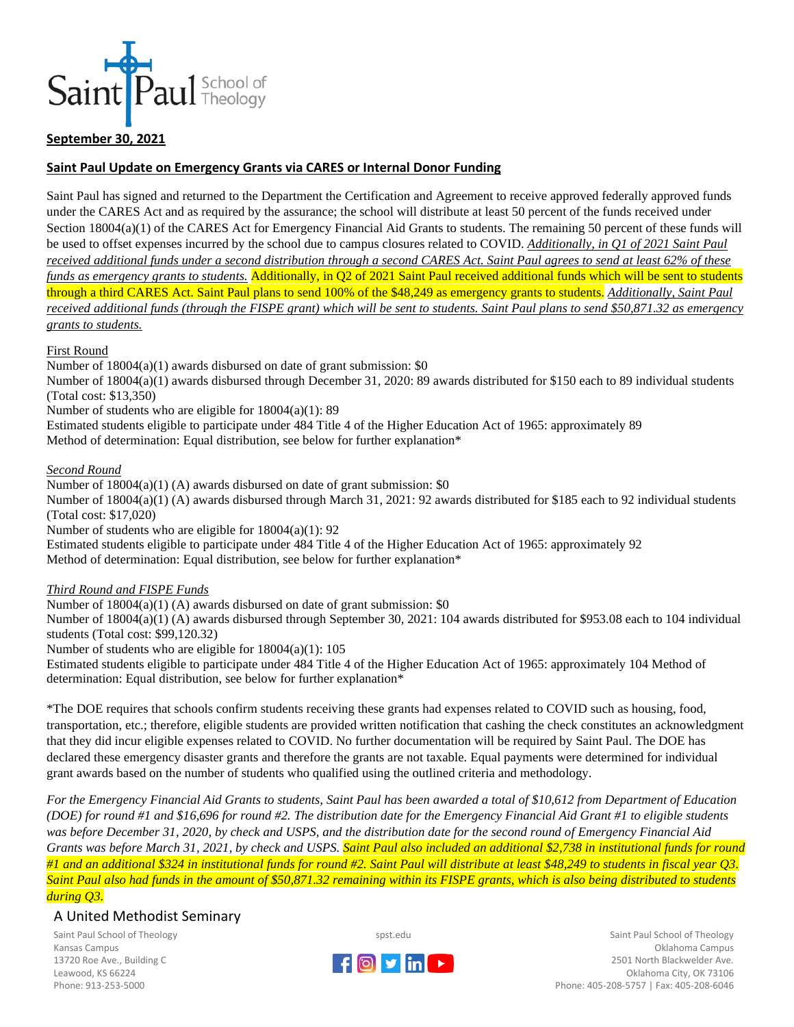Saint Paul School of Theology

**September 30, 2021**

**Saint Paul Update on Emergency Grants via CARES or Internal Donor Funding**

Saint Paul has signed and returned to the Department the Certification and Agreement to receive approved federally approved funds under the CARES Act and as required by the assurance; the school will distribute at least 50 percent of the funds received under Section 18004(a)(1) of the CARES Act for Emergency Financial Aid Grants to students. The remaining 50 percent of these funds will be used to offset expenses incurred by the school due to campus closures related to COVID. *Additionally, in Q1 of 2021 Saint Paul received additional funds under a second distribution through a second CARES Act. Saint Paul agrees to send at least 62% of these funds as emergency grants to students.* Additionally, in Q2 of 2021 Saint Paul received additional funds which will be sent to students through a third CARES Act. Saint Paul plans to send 100% of the $48,249 as emergency grants to students. *Additionally, Saint Paul received additional funds (through the FISPE grant) which will be sent to students. Saint Paul plans to send $50,871.32 as emergency grants to students.*

First Round

Number of 18004(a)(1) awards disbursed on date of grant submission: $0
Number of 18004(a)(1) awards disbursed through December 31, 2020: 89 awards distributed for $150 each to 89 individual students (Total cost: $13,350)
Number of students who are eligible for 18004(a)(1): 89
Estimated students eligible to participate under 484 Title 4 of the Higher Education Act of 1965: approximately 89
Method of determination: Equal distribution, see below for further explanation*

*Second Round*

Number of 18004(a)(1) (A) awards disbursed on date of grant submission: $0
Number of 18004(a)(1) (A) awards disbursed through March 31, 2021: 92 awards distributed for $185 each to 92 individual students (Total cost: $17,020)
Number of students who are eligible for 18004(a)(1): 92
Estimated students eligible to participate under 484 Title 4 of the Higher Education Act of 1965: approximately 92
Method of determination: Equal distribution, see below for further explanation*

*Third Round and FISPE Funds*

Number of 18004(a)(1) (A) awards disbursed on date of grant submission: $0
Number of 18004(a)(1) (A) awards disbursed through September 30, 2021: 104 awards distributed for $953.08 each to 104 individual students (Total cost: $99,120.32)
Number of students who are eligible for 18004(a)(1): 105
Estimated students eligible to participate under 484 Title 4 of the Higher Education Act of 1965: approximately 104 Method of determination: Equal distribution, see below for further explanation*

*The DOE requires that schools confirm students receiving these grants had expenses related to COVID such as housing, food, transportation, etc.; therefore, eligible students are provided written notification that cashing the check constitutes an acknowledgment that they did incur eligible expenses related to COVID. No further documentation will be required by Saint Paul. The DOE has declared these emergency disaster grants and therefore the grants are not taxable. Equal payments were determined for individual grant awards based on the number of students who qualified using the outlined criteria and methodology.

*For the Emergency Financial Aid Grants to students, Saint Paul has been awarded a total of $10,612 from Department of Education (DOE) for round #1 and $16,696 for round #2. The distribution date for the Emergency Financial Aid Grant #1 to eligible students was before December 31, 2020, by check and USPS, and the distribution date for the second round of Emergency Financial Aid Grants was before March 31, 2021, by check and USPS. Saint Paul also included an additional $2,738 in institutional funds for round #1 and an additional $324 in institutional funds for round #2. Saint Paul will distribute at least $48,249 to students in fiscal year Q3. Saint Paul also had funds in the amount of $50,871.32 remaining within its FISPE grants, which is also being distributed to students during Q3.*

A United Methodist Seminary

Saint Paul School of Theology
Kansas Campus
13720 Roe Ave., Building C
Leawood, KS 66224
Phone: 913-253-5000

spst.edu

Saint Paul School of Theology
Oklahoma Campus
2501 North Blackwelder Ave.
Oklahoma City, OK 73106
Phone: 405-208-5757 | Fax: 405-208-6046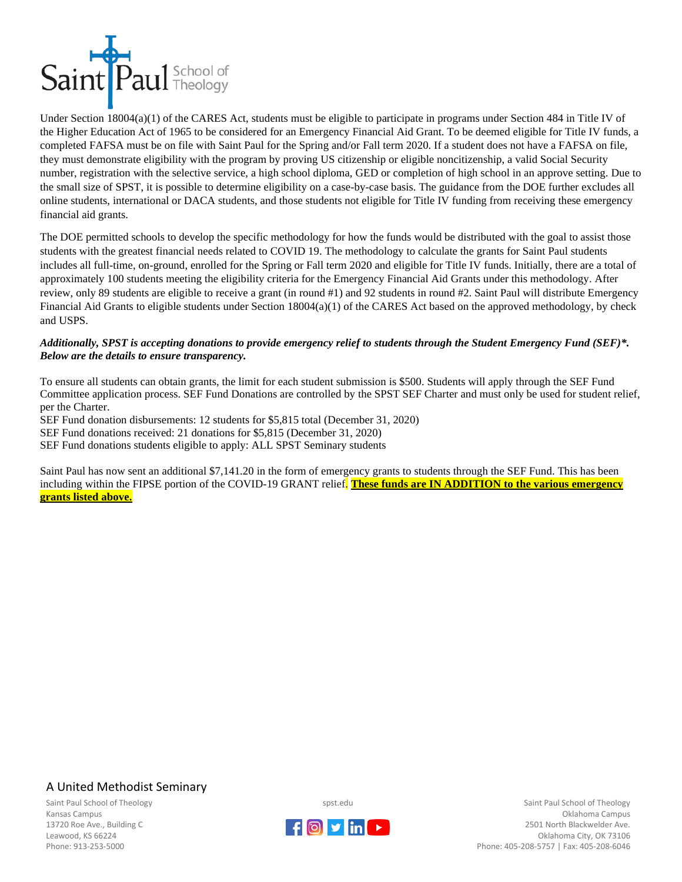Under Section 18004(a)(1) of the CARES Act, students must be eligible to participate in programs under Section 484 in Title IV of the Higher Education Act of 1965 to be considered for an Emergency Financial Aid Grant. To be deemed eligible for Title IV funds, a completed FAFSA must be on file with Saint Paul for the Spring and/or Fall term 2020. If a student does not have a FAFSA on file, they must demonstrate eligibility with the program by proving US citizenship or eligible noncitizenship, a valid Social Security number, registration with the selective service, a high school diploma, GED or completion of high school in an approve setting. Due to the small size of SPST, it is possible to determine eligibility on a case-by-case basis. The guidance from the DOE further excludes all online students, international or DACA students, and those students not eligible for Title IV funding from receiving these emergency financial aid grants.

The DOE permitted schools to develop the specific methodology for how the funds would be distributed with the goal to assist those students with the greatest financial needs related to COVID 19. The methodology to calculate the grants for Saint Paul students includes all full-time, on-ground, enrolled for the Spring or Fall term 2020 and eligible for Title IV funds. Initially, there are a total of approximately 100 students meeting the eligibility criteria for the Emergency Financial Aid Grants under this methodology. After review, only 89 students are eligible to receive a grant (in round #1) and 92 students in round #2. Saint Paul will distribute Emergency Financial Aid Grants to eligible students under Section 18004(a)(1) of the CARES Act based on the approved methodology, by check and USPS.

***Additionally, SPST is accepting donations to provide emergency relief to students through the Student Emergency Fund (SEF)*. Below are the details to ensure transparency.***

To ensure all students can obtain grants, the limit for each student submission is $500. Students will apply through the SEF Fund Committee application process. SEF Fund Donations are controlled by the SPST SEF Charter and must only be used for student relief, per the Charter.
SEF Fund donation disbursements: 12 students for $5,815 total (December 31, 2020)
SEF Fund donations received: 21 donations for $5,815 (December 31, 2020)
SEF Fund donations students eligible to apply: ALL SPST Seminary students

Saint Paul has now sent an additional $7,141.20 in the form of emergency grants to students through the SEF Fund. This has been including within the FIPSE portion of the COVID-19 GRANT relief. **These funds are IN ADDITION to the various emergency grants listed above.**

A United Methodist Seminary

Saint Paul School of Theology
Kansas Campus
13720 Roe Ave., Building C
Leawood, KS 66224
Phone: 913-253-5000

spst.edu

Saint Paul School of Theology
Oklahoma Campus
2501 North Blackwelder Ave.
Oklahoma City, OK 73106
Phone: 405-208-5757 | Fax: 405-208-6046